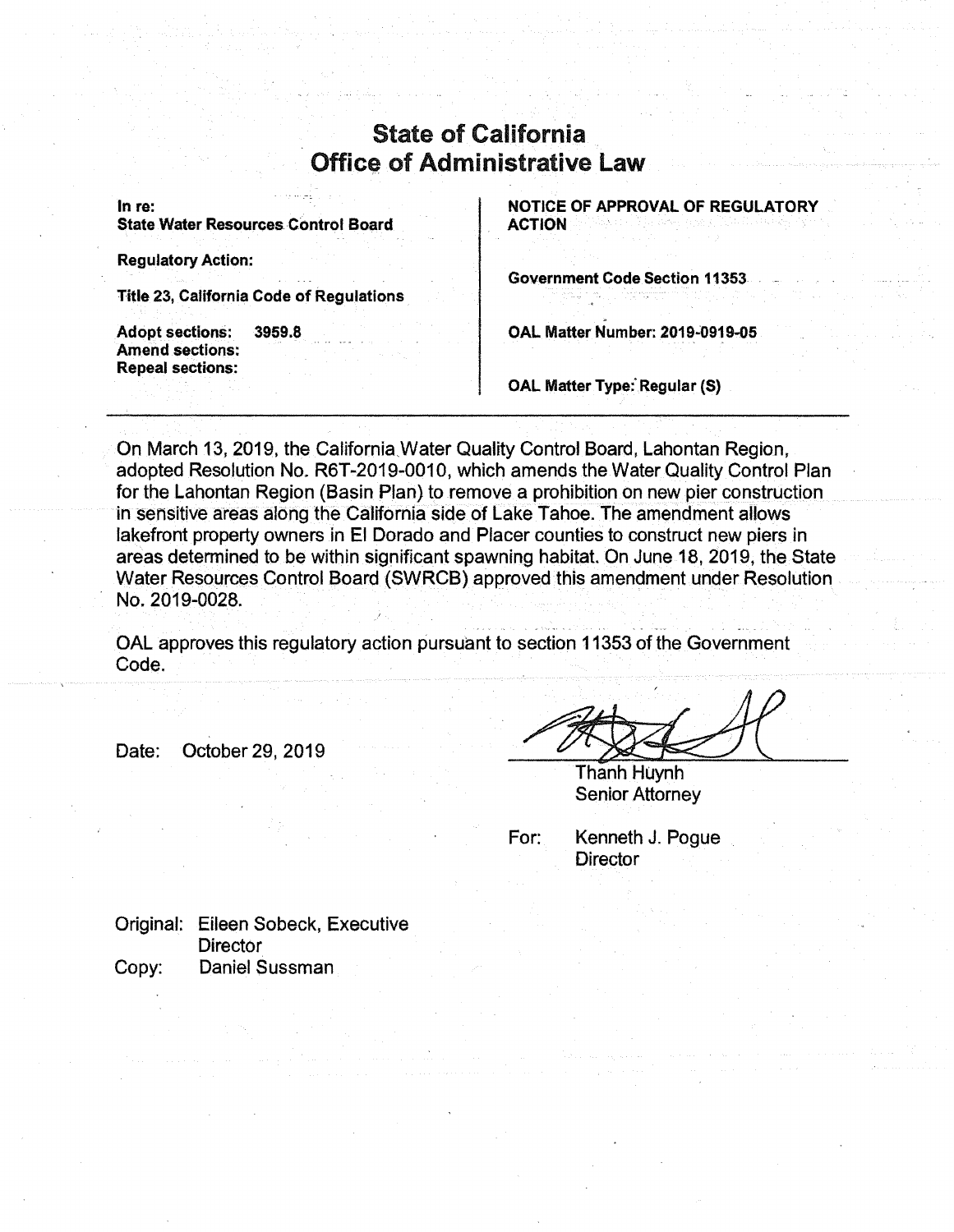# State of California
# Office of Administrative Law

| In re: State Water Resources Control Board | NOTICE OF APPROVAL OF REGULATORY ACTION |
| --- | --- |
| Regulatory Action: | Government Code Section 11353 |
| Title 23, California Code of Regulations | |
| Adopt sections: 3959.8<br>Amend sections:<br>Repeal sections: | OAL Matter Number: 2019-0919-05<br><br>OAL Matter Type: Regular (S) |

On March 13, 2019, the California Water Quality Control Board, Lahontan Region, adopted Resolution No. R6T-2019-0010, which amends the Water Quality Control Plan for the Lahontan Region (Basin Plan) to remove a prohibition on new pier construction in sensitive areas along the California side of Lake Tahoe. The amendment allows lakefront property owners in El Dorado and Placer counties to construct new piers in areas determined to be within significant spawning habitat. On June 18, 2019, the State Water Resources Control Board (SWRCB) approved this amendment under Resolution No. 2019-0028.

OAL approves this regulatory action pursuant to section 11353 of the Government Code.

Date: October 29, 2019

Thanh Huynh
Senior Attorney

For: Kenneth J. Pogue
Director

Original: Eileen Sobeck, Executive Director
Copy: Daniel Sussman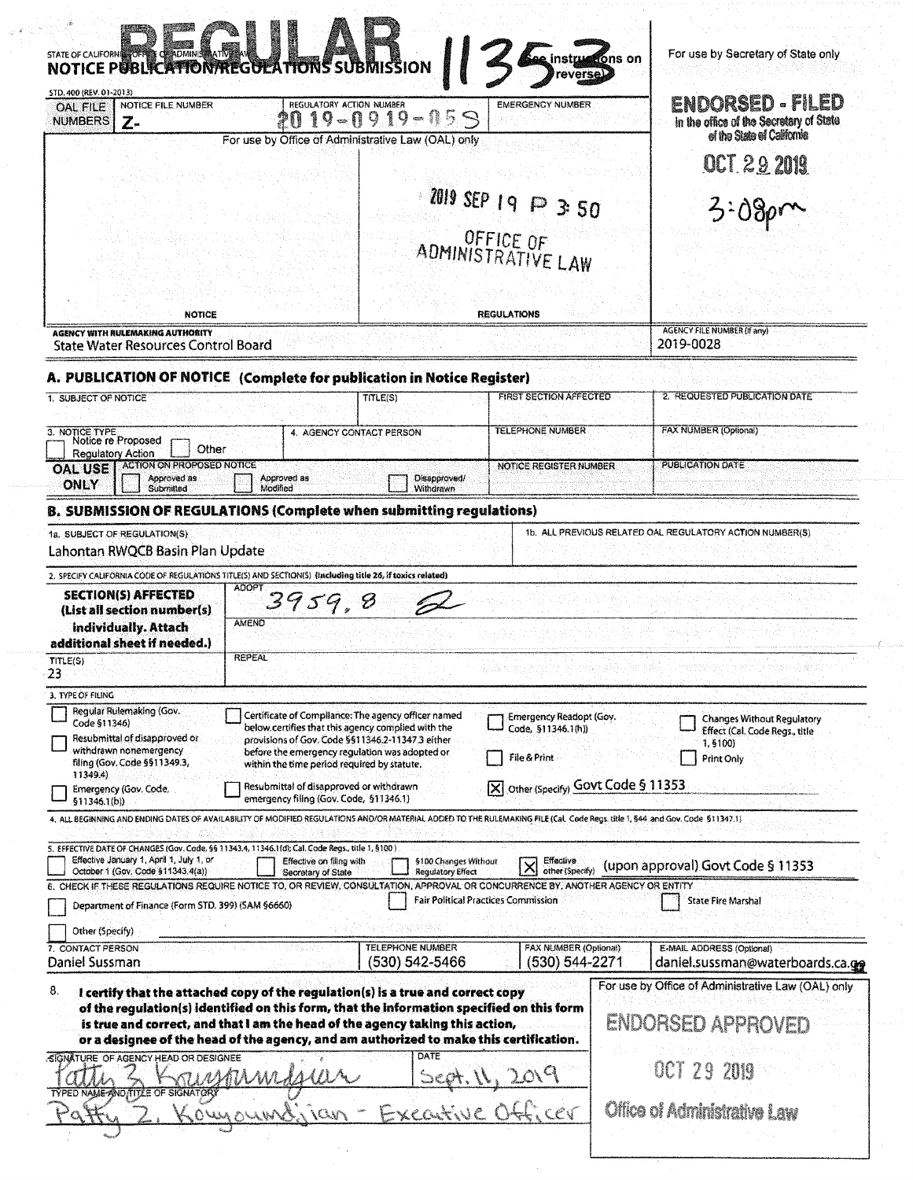# REGULAR 1135-3

STATE OF CALIFORNIA—OFFICE OF ADMINISTRATIVE LAW

**NOTICE PUBLICATION/REGULATIONS SUBMISSION** (See instructions on reverse)

STD. 400 (REV. 01-2013)

For use by Secretary of State only

| OAL FILE NUMBERS | NOTICE FILE NUMBER | REGULATORY ACTION NUMBER | EMERGENCY NUMBER |
|---|---|---|---|
| | Z- | 2019-0919-05S | |

For use by Office of Administrative Law (OAL) only

2019 SEP 19 P 3:50

OFFICE OF ADMINISTRATIVE LAW

NOTICE | REGULATIONS

**ENDORSED - FILED**
In the office of the Secretary of State of the State of California

OCT 29 2019

3:08pm

| AGENCY WITH RULEMAKING AUTHORITY | AGENCY FILE NUMBER (If any) |
|---|---|
| State Water Resources Control Board | 2019-0028 |

## A. PUBLICATION OF NOTICE (Complete for publication in Notice Register)

| 1. SUBJECT OF NOTICE | TITLE(S) | FIRST SECTION AFFECTED | 2. REQUESTED PUBLICATION DATE |
|---|---|---|---|
| | | | |

| 3. NOTICE TYPE | 4. AGENCY CONTACT PERSON | TELEPHONE NUMBER | FAX NUMBER (Optional) |
|---|---|---|---|
| ☐ Notice re Proposed Regulatory Action ☐ Other | | | |

| OAL USE ONLY | ACTION ON PROPOSED NOTICE | NOTICE REGISTER NUMBER | PUBLICATION DATE |
|---|---|---|---|
| | ☐ Approved as Submitted ☐ Approved as Modified ☐ Disapproved/Withdrawn | | |

## B. SUBMISSION OF REGULATIONS (Complete when submitting regulations)

| 1a. SUBJECT OF REGULATION(S) | 1b. ALL PREVIOUS RELATED OAL REGULATORY ACTION NUMBER(S) |
|---|---|
| Lahontan RWQCB Basin Plan Update | |

2. SPECIFY CALIFORNIA CODE OF REGULATIONS TITLE(S) AND SECTION(S) (Including title 26, if toxics related)

| **SECTION(S) AFFECTED** (List all section number(s) individually. Attach additional sheet if needed.) | ADOPT: 3959.8 |
|---|---|
| | AMEND |
| TITLE(S): 23 | REPEAL |

3. TYPE OF FILING

- ☐ Regular Rulemaking (Gov. Code §11346)
- ☐ Resubmittal of disapproved or withdrawn nonemergency filing (Gov. Code §§11349.3, 11349.4)
- ☐ Emergency (Gov. Code, §11346.1(b))
- ☐ Certificate of Compliance: The agency officer named below certifies that this agency complied with the provisions of Gov. Code §§11346.2-11347.3 either before the emergency regulation was adopted or within the time period required by statute.
- ☐ Resubmittal of disapproved or withdrawn emergency filing (Gov. Code, §11346.1)
- ☐ Emergency Readopt (Gov. Code, §11346.1(h))
- ☐ File & Print
- ☒ Other (Specify) Govt Code § 11353
- ☐ Changes Without Regulatory Effect (Cal. Code Regs., title 1, §100)
- ☐ Print Only

4. ALL BEGINNING AND ENDING DATES OF AVAILABILITY OF MODIFIED REGULATIONS AND/OR MATERIAL ADDED TO THE RULEMAKING FILE (Cal. Code Regs. title 1, §44 and Gov. Code §11347.1)

5. EFFECTIVE DATE OF CHANGES (Gov. Code, §§ 11343.4, 11346.1(d); Cal. Code Regs., title 1, §100)

- ☐ Effective January 1, April 1, July 1, or October 1 (Gov. Code §11343.4(a))
- ☐ Effective on filing with Secretary of State
- ☐ §100 Changes Without Regulatory Effect
- ☒ Effective other (Specify) (upon approval) Govt Code § 11353

6. CHECK IF THESE REGULATIONS REQUIRE NOTICE TO, OR REVIEW, CONSULTATION, APPROVAL OR CONCURRENCE BY, ANOTHER AGENCY OR ENTITY

- ☐ Department of Finance (Form STD. 399) (SAM §6660)
- ☐ Fair Political Practices Commission
- ☐ State Fire Marshal
- ☐ Other (Specify)

| 7. CONTACT PERSON | TELEPHONE NUMBER | FAX NUMBER (Optional) | E-MAIL ADDRESS (Optional) |
|---|---|---|---|
| Daniel Sussman | (530) 542-5466 | (530) 544-2271 | daniel.sussman@waterboards.ca.gov |

8. **I certify that the attached copy of the regulation(s) is a true and correct copy of the regulation(s) identified on this form, that the information specified on this form is true and correct, and that I am the head of the agency taking this action, or a designee of the head of the agency, and am authorized to make this certification.**

| SIGNATURE OF AGENCY HEAD OR DESIGNEE | DATE |
|---|---|
| Patty Z. Kouyoumdjian | Sept. 11, 2019 |

TYPED NAME AND TITLE OF SIGNATORY: Patty Z. Kouyoumdjian - Executive Officer

For use by Office of Administrative Law (OAL) only

ENDORSED APPROVED

OCT 29 2019

Office of Administrative Law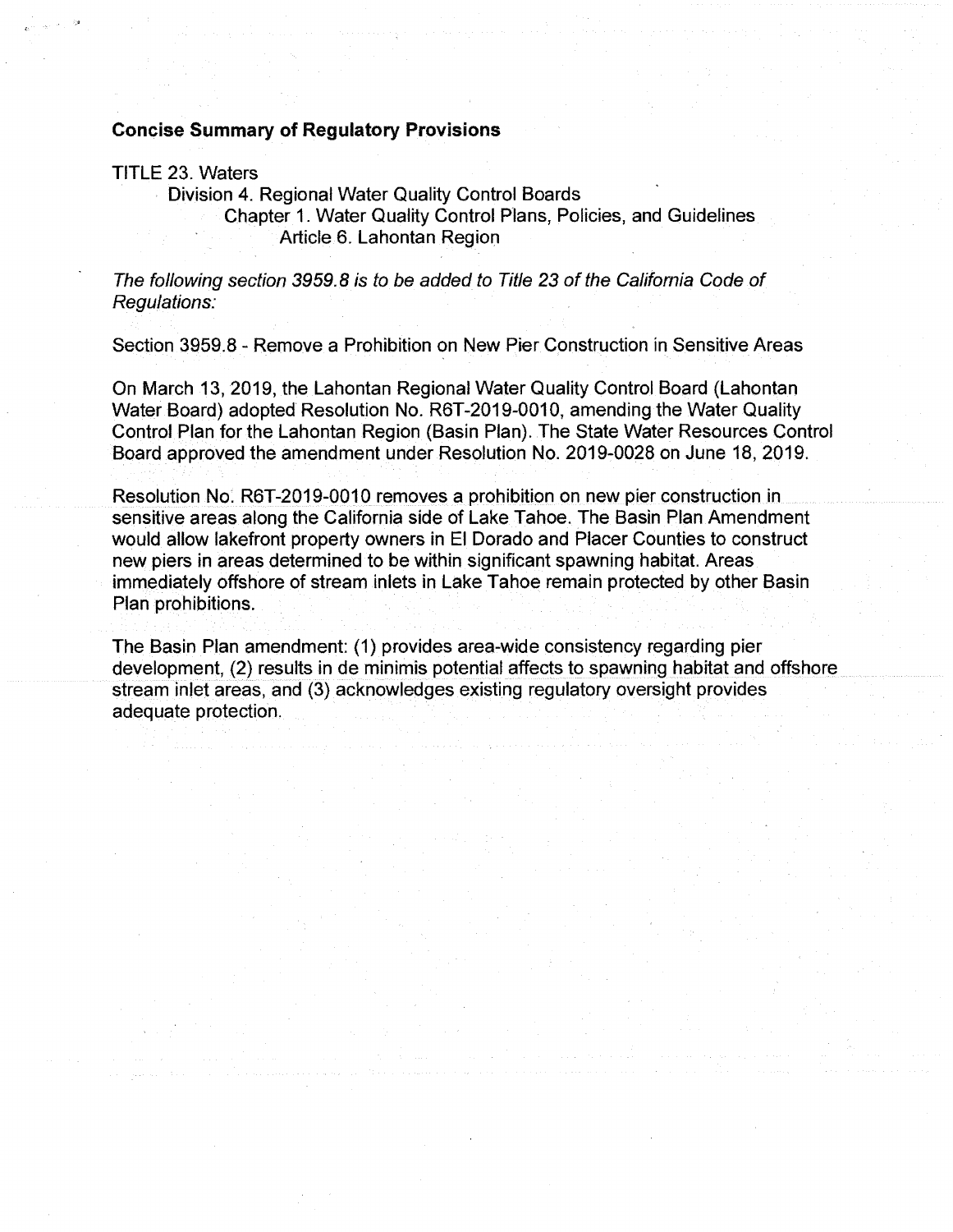**Concise Summary of Regulatory Provisions**

TITLE 23. Waters

Division 4. Regional Water Quality Control Boards

Chapter 1. Water Quality Control Plans, Policies, and Guidelines

Article 6. Lahontan Region

*The following section 3959.8 is to be added to Title 23 of the California Code of Regulations:*

Section 3959.8 - Remove a Prohibition on New Pier Construction in Sensitive Areas

On March 13, 2019, the Lahontan Regional Water Quality Control Board (Lahontan Water Board) adopted Resolution No. R6T-2019-0010, amending the Water Quality Control Plan for the Lahontan Region (Basin Plan). The State Water Resources Control Board approved the amendment under Resolution No. 2019-0028 on June 18, 2019.

Resolution No. R6T-2019-0010 removes a prohibition on new pier construction in sensitive areas along the California side of Lake Tahoe. The Basin Plan Amendment would allow lakefront property owners in El Dorado and Placer Counties to construct new piers in areas determined to be within significant spawning habitat. Areas immediately offshore of stream inlets in Lake Tahoe remain protected by other Basin Plan prohibitions.

The Basin Plan amendment: (1) provides area-wide consistency regarding pier development, (2) results in de minimis potential affects to spawning habitat and offshore stream inlet areas, and (3) acknowledges existing regulatory oversight provides adequate protection.